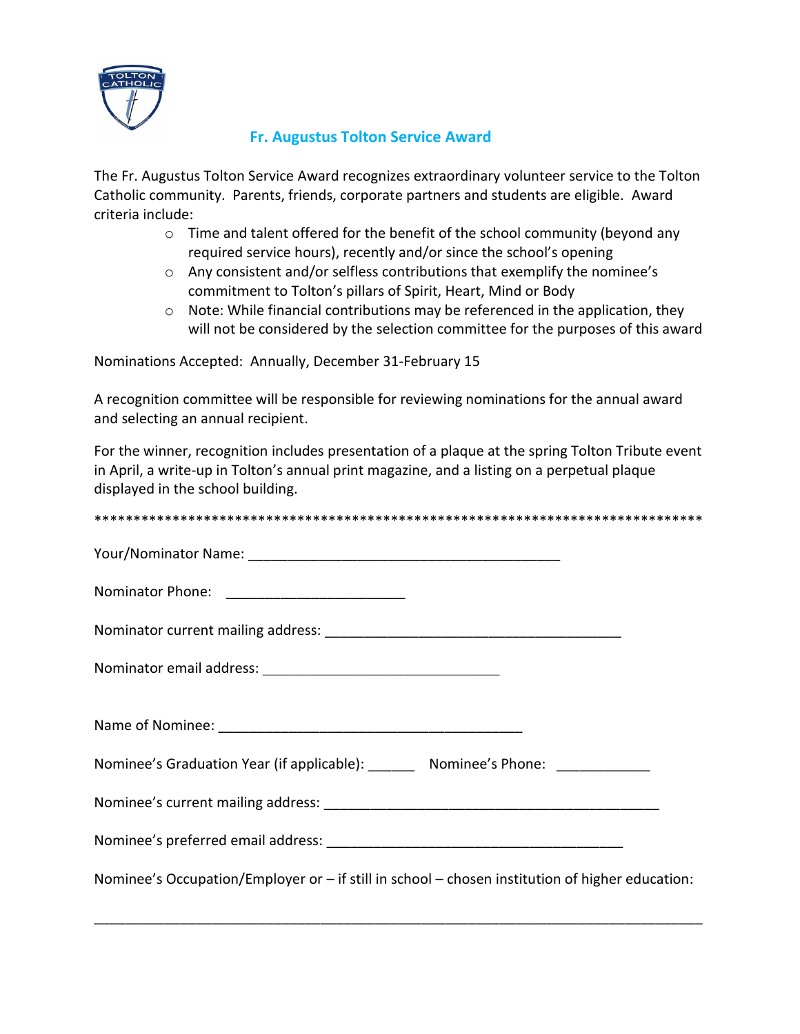# Fr. Augustus Tolton Service Award

The Fr. Augustus Tolton Service Award recognizes extraordinary volunteer service to the Tolton Catholic community. Parents, friends, corporate partners and students are eligible. Award criteria include:

- Time and talent offered for the benefit of the school community (beyond any required service hours), recently and/or since the school's opening
- Any consistent and/or selfless contributions that exemplify the nominee's commitment to Tolton's pillars of Spirit, Heart, Mind or Body
- Note: While financial contributions may be referenced in the application, they will not be considered by the selection committee for the purposes of this award

Nominations Accepted: Annually, December 31-February 15

A recognition committee will be responsible for reviewing nominations for the annual award and selecting an annual recipient.

For the winner, recognition includes presentation of a plaque at the spring Tolton Tribute event in April, a write-up in Tolton's annual print magazine, and a listing on a perpetual plaque displayed in the school building.

*******************************************************************************

Your/Nominator Name: ________________________________________

Nominator Phone: _______________________

Nominator current mailing address: ______________________________________

Nominator email address: ______________________________

Name of Nominee: _______________________________________

Nominee's Graduation Year (if applicable): ______ Nominee's Phone: ____________

Nominee's current mailing address: ____________________________________________

Nominee's preferred email address: ______________________________________

Nominee's Occupation/Employer or – if still in school – chosen institution of higher education:

_______________________________________________________________________________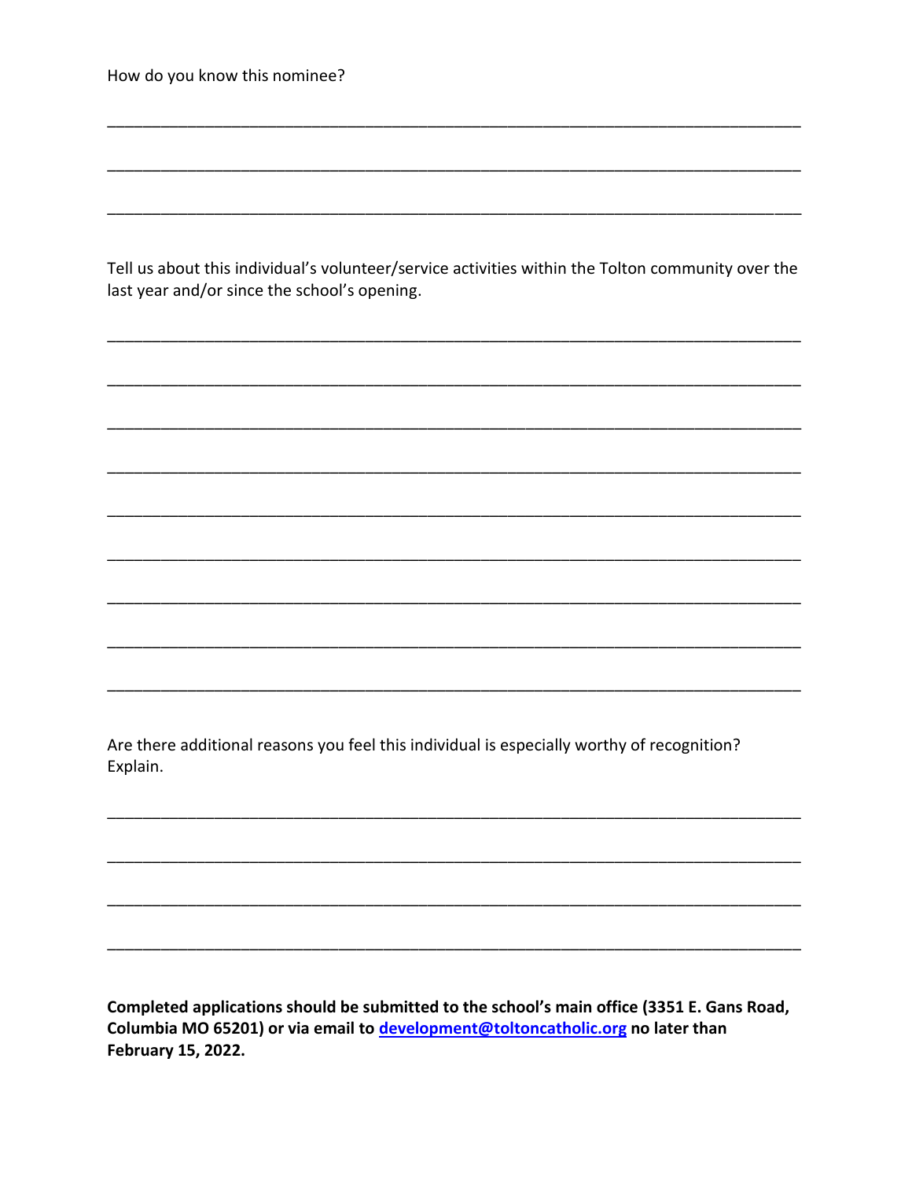How do you know this nominee?

\_\_\_\_\_\_\_\_\_\_\_\_\_\_\_\_\_\_\_\_\_\_\_\_\_\_\_\_\_\_\_\_\_\_\_\_\_\_\_\_\_\_\_\_\_\_\_\_\_\_\_\_\_\_\_\_\_\_\_\_\_\_\_\_\_\_\_\_\_\_\_\_\_\_\_\_

\_\_\_\_\_\_\_\_\_\_\_\_\_\_\_\_\_\_\_\_\_\_\_\_\_\_\_\_\_\_\_\_\_\_\_\_\_\_\_\_\_\_\_\_\_\_\_\_\_\_\_\_\_\_\_\_\_\_\_\_\_\_\_\_\_\_\_\_\_\_\_\_\_\_\_\_

\_\_\_\_\_\_\_\_\_\_\_\_\_\_\_\_\_\_\_\_\_\_\_\_\_\_\_\_\_\_\_\_\_\_\_\_\_\_\_\_\_\_\_\_\_\_\_\_\_\_\_\_\_\_\_\_\_\_\_\_\_\_\_\_\_\_\_\_\_\_\_\_\_\_\_\_

Tell us about this individual's volunteer/service activities within the Tolton community over the last year and/or since the school's opening.

\_\_\_\_\_\_\_\_\_\_\_\_\_\_\_\_\_\_\_\_\_\_\_\_\_\_\_\_\_\_\_\_\_\_\_\_\_\_\_\_\_\_\_\_\_\_\_\_\_\_\_\_\_\_\_\_\_\_\_\_\_\_\_\_\_\_\_\_\_\_\_\_\_\_\_\_

\_\_\_\_\_\_\_\_\_\_\_\_\_\_\_\_\_\_\_\_\_\_\_\_\_\_\_\_\_\_\_\_\_\_\_\_\_\_\_\_\_\_\_\_\_\_\_\_\_\_\_\_\_\_\_\_\_\_\_\_\_\_\_\_\_\_\_\_\_\_\_\_\_\_\_\_

\_\_\_\_\_\_\_\_\_\_\_\_\_\_\_\_\_\_\_\_\_\_\_\_\_\_\_\_\_\_\_\_\_\_\_\_\_\_\_\_\_\_\_\_\_\_\_\_\_\_\_\_\_\_\_\_\_\_\_\_\_\_\_\_\_\_\_\_\_\_\_\_\_\_\_\_

\_\_\_\_\_\_\_\_\_\_\_\_\_\_\_\_\_\_\_\_\_\_\_\_\_\_\_\_\_\_\_\_\_\_\_\_\_\_\_\_\_\_\_\_\_\_\_\_\_\_\_\_\_\_\_\_\_\_\_\_\_\_\_\_\_\_\_\_\_\_\_\_\_\_\_\_

\_\_\_\_\_\_\_\_\_\_\_\_\_\_\_\_\_\_\_\_\_\_\_\_\_\_\_\_\_\_\_\_\_\_\_\_\_\_\_\_\_\_\_\_\_\_\_\_\_\_\_\_\_\_\_\_\_\_\_\_\_\_\_\_\_\_\_\_\_\_\_\_\_\_\_\_

\_\_\_\_\_\_\_\_\_\_\_\_\_\_\_\_\_\_\_\_\_\_\_\_\_\_\_\_\_\_\_\_\_\_\_\_\_\_\_\_\_\_\_\_\_\_\_\_\_\_\_\_\_\_\_\_\_\_\_\_\_\_\_\_\_\_\_\_\_\_\_\_\_\_\_\_

\_\_\_\_\_\_\_\_\_\_\_\_\_\_\_\_\_\_\_\_\_\_\_\_\_\_\_\_\_\_\_\_\_\_\_\_\_\_\_\_\_\_\_\_\_\_\_\_\_\_\_\_\_\_\_\_\_\_\_\_\_\_\_\_\_\_\_\_\_\_\_\_\_\_\_\_

\_\_\_\_\_\_\_\_\_\_\_\_\_\_\_\_\_\_\_\_\_\_\_\_\_\_\_\_\_\_\_\_\_\_\_\_\_\_\_\_\_\_\_\_\_\_\_\_\_\_\_\_\_\_\_\_\_\_\_\_\_\_\_\_\_\_\_\_\_\_\_\_\_\_\_\_

\_\_\_\_\_\_\_\_\_\_\_\_\_\_\_\_\_\_\_\_\_\_\_\_\_\_\_\_\_\_\_\_\_\_\_\_\_\_\_\_\_\_\_\_\_\_\_\_\_\_\_\_\_\_\_\_\_\_\_\_\_\_\_\_\_\_\_\_\_\_\_\_\_\_\_\_

Are there additional reasons you feel this individual is especially worthy of recognition? Explain.

\_\_\_\_\_\_\_\_\_\_\_\_\_\_\_\_\_\_\_\_\_\_\_\_\_\_\_\_\_\_\_\_\_\_\_\_\_\_\_\_\_\_\_\_\_\_\_\_\_\_\_\_\_\_\_\_\_\_\_\_\_\_\_\_\_\_\_\_\_\_\_\_\_\_\_\_

\_\_\_\_\_\_\_\_\_\_\_\_\_\_\_\_\_\_\_\_\_\_\_\_\_\_\_\_\_\_\_\_\_\_\_\_\_\_\_\_\_\_\_\_\_\_\_\_\_\_\_\_\_\_\_\_\_\_\_\_\_\_\_\_\_\_\_\_\_\_\_\_\_\_\_\_

\_\_\_\_\_\_\_\_\_\_\_\_\_\_\_\_\_\_\_\_\_\_\_\_\_\_\_\_\_\_\_\_\_\_\_\_\_\_\_\_\_\_\_\_\_\_\_\_\_\_\_\_\_\_\_\_\_\_\_\_\_\_\_\_\_\_\_\_\_\_\_\_\_\_\_\_

\_\_\_\_\_\_\_\_\_\_\_\_\_\_\_\_\_\_\_\_\_\_\_\_\_\_\_\_\_\_\_\_\_\_\_\_\_\_\_\_\_\_\_\_\_\_\_\_\_\_\_\_\_\_\_\_\_\_\_\_\_\_\_\_\_\_\_\_\_\_\_\_\_\_\_\_

**Completed applications should be submitted to the school's main office (3351 E. Gans Road, Columbia MO 65201) or via email to [development@toltoncatholic.org](mailto:development@toltoncatholic.org) no later than February 15, 2022.**